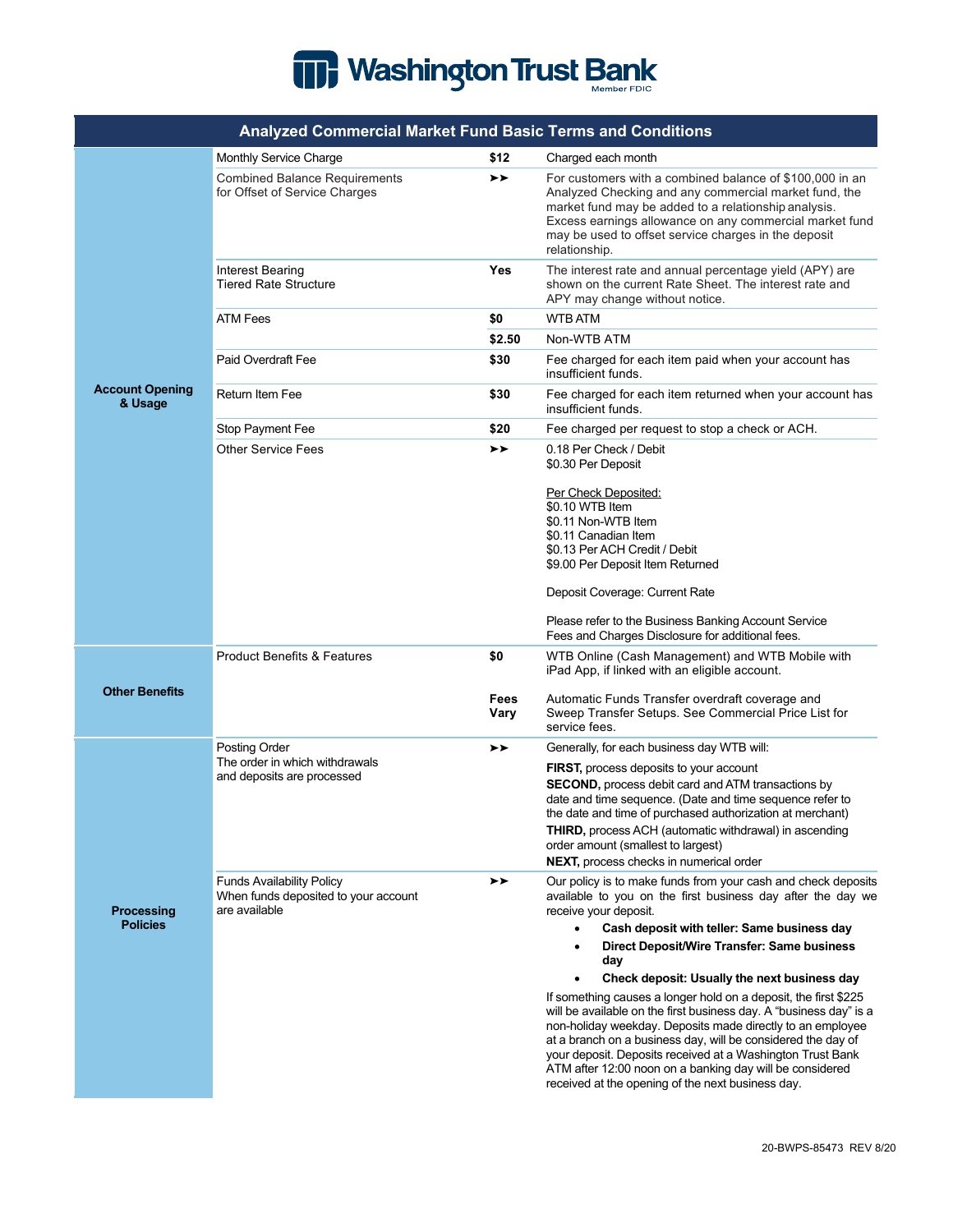# Washington Trust Bank

Member FDIC

## Analyzed Commercial Market Fund Basic Terms and Conditions

| Section | Item | Value | Details |
|---|---|---|---|
| **Account Opening & Usage** | Monthly Service Charge | **$12** | Charged each month |
| | Combined Balance Requirements for Offset of Service Charges | ➤➤ | For customers with a combined balance of $100,000 in an Analyzed Checking and any commercial market fund, the market fund may be added to a relationship analysis. Excess earnings allowance on any commercial market fund may be used to offset service charges in the deposit relationship. |
| | Interest Bearing<br>Tiered Rate Structure | **Yes** | The interest rate and annual percentage yield (APY) are shown on the current Rate Sheet. The interest rate and APY may change without notice. |
| | ATM Fees | **$0** | WTB ATM |
| | | **$2.50** | Non-WTB ATM |
| | Paid Overdraft Fee | **$30** | Fee charged for each item paid when your account has insufficient funds. |
| | Return Item Fee | **$30** | Fee charged for each item returned when your account has insufficient funds. |
| | Stop Payment Fee | **$20** | Fee charged per request to stop a check or ACH. |
| | Other Service Fees | ➤➤ | 0.18 Per Check / Debit<br>$0.30 Per Deposit<br><br>Per Check Deposited:<br>$0.10 WTB Item<br>$0.11 Non-WTB Item<br>$0.11 Canadian Item<br>$0.13 Per ACH Credit / Debit<br>$9.00 Per Deposit Item Returned<br><br>Deposit Coverage: Current Rate<br><br>Please refer to the Business Banking Account Service Fees and Charges Disclosure for additional fees. |
| **Other Benefits** | Product Benefits & Features | **$0** | WTB Online (Cash Management) and WTB Mobile with iPad App, if linked with an eligible account. |
| | | **Fees Vary** | Automatic Funds Transfer overdraft coverage and Sweep Transfer Setups. See Commercial Price List for service fees. |
| **Processing Policies** | Posting Order<br>The order in which withdrawals and deposits are processed | ➤➤ | Generally, for each business day WTB will:<br>**FIRST,** process deposits to your account<br>**SECOND,** process debit card and ATM transactions by date and time sequence. (Date and time sequence refer to the date and time of purchased authorization at merchant)<br>**THIRD,** process ACH (automatic withdrawal) in ascending order amount (smallest to largest)<br>**NEXT,** process checks in numerical order |
| | Funds Availability Policy<br>When funds deposited to your account are available | ➤➤ | Our policy is to make funds from your cash and check deposits available to you on the first business day after the day we receive your deposit.<br>• **Cash deposit with teller: Same business day**<br>• **Direct Deposit/Wire Transfer: Same business day**<br>• **Check deposit: Usually the next business day**<br><br>If something causes a longer hold on a deposit, the first $225 will be available on the first business day. A "business day" is a non-holiday weekday. Deposits made directly to an employee at a branch on a business day, will be considered the day of your deposit. Deposits received at a Washington Trust Bank ATM after 12:00 noon on a banking day will be considered received at the opening of the next business day. |

20-BWPS-85473 REV 8/20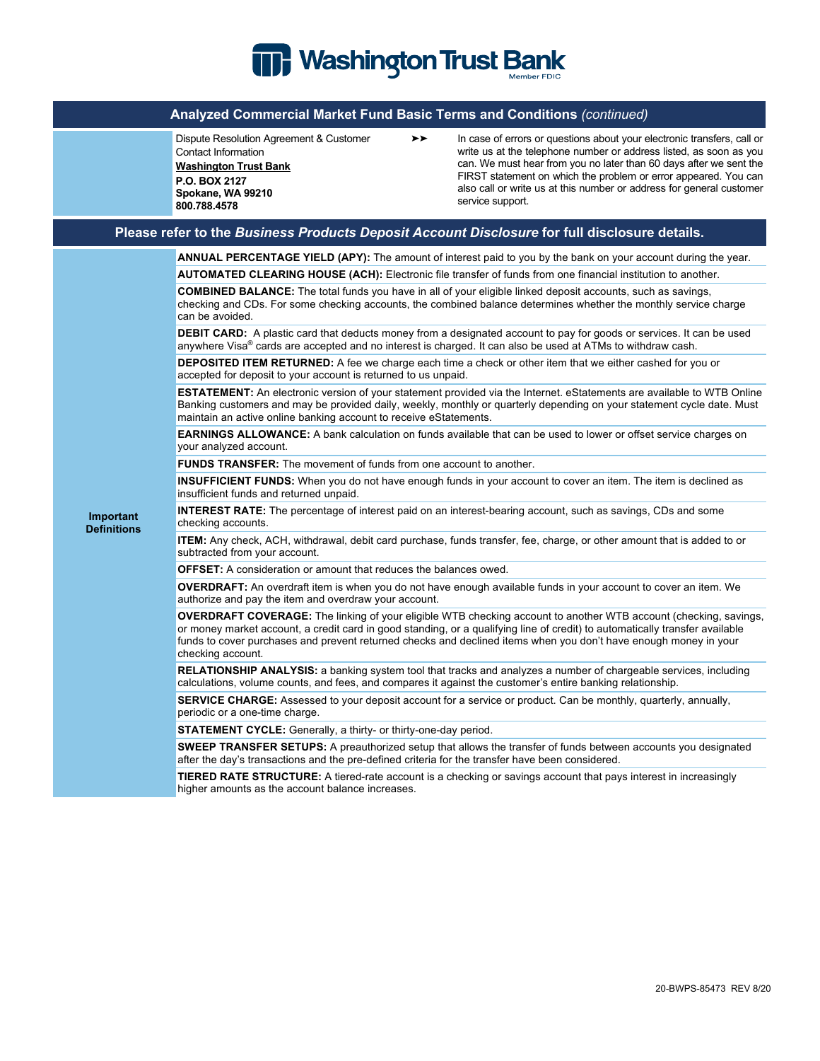# Washington Trust Bank

Member FDIC

## Analyzed Commercial Market Fund Basic Terms and Conditions *(continued)*

| | | |
|---|---|---|
| | Dispute Resolution Agreement & Customer Contact Information<br>**Washington Trust Bank**<br>**P.O. BOX 2127**<br>**Spokane, WA 99210**<br>**800.788.4578** ➤➤ | In case of errors or questions about your electronic transfers, call or write us at the telephone number or address listed, as soon as you can. We must hear from you no later than 60 days after we sent the FIRST statement on which the problem or error appeared. You can also call or write us at this number or address for general customer service support. |

## Please refer to the *Business Products Deposit Account Disclosure* for full disclosure details.

### Important Definitions

**ANNUAL PERCENTAGE YIELD (APY):** The amount of interest paid to you by the bank on your account during the year.

**AUTOMATED CLEARING HOUSE (ACH):** Electronic file transfer of funds from one financial institution to another.

**COMBINED BALANCE:** The total funds you have in all of your eligible linked deposit accounts, such as savings, checking and CDs. For some checking accounts, the combined balance determines whether the monthly service charge can be avoided.

**DEBIT CARD:** A plastic card that deducts money from a designated account to pay for goods or services. It can be used anywhere Visa® cards are accepted and no interest is charged. It can also be used at ATMs to withdraw cash.

**DEPOSITED ITEM RETURNED:** A fee we charge each time a check or other item that we either cashed for you or accepted for deposit to your account is returned to us unpaid.

**ESTATEMENT:** An electronic version of your statement provided via the Internet. eStatements are available to WTB Online Banking customers and may be provided daily, weekly, monthly or quarterly depending on your statement cycle date. Must maintain an active online banking account to receive eStatements.

**EARNINGS ALLOWANCE:** A bank calculation on funds available that can be used to lower or offset service charges on your analyzed account.

**FUNDS TRANSFER:** The movement of funds from one account to another.

**INSUFFICIENT FUNDS:** When you do not have enough funds in your account to cover an item. The item is declined as insufficient funds and returned unpaid.

**INTEREST RATE:** The percentage of interest paid on an interest-bearing account, such as savings, CDs and some checking accounts.

**ITEM:** Any check, ACH, withdrawal, debit card purchase, funds transfer, fee, charge, or other amount that is added to or subtracted from your account.

**OFFSET:** A consideration or amount that reduces the balances owed.

**OVERDRAFT:** An overdraft item is when you do not have enough available funds in your account to cover an item. We authorize and pay the item and overdraw your account.

**OVERDRAFT COVERAGE:** The linking of your eligible WTB checking account to another WTB account (checking, savings, or money market account, a credit card in good standing, or a qualifying line of credit) to automatically transfer available funds to cover purchases and prevent returned checks and declined items when you don't have enough money in your checking account.

**RELATIONSHIP ANALYSIS:** a banking system tool that tracks and analyzes a number of chargeable services, including calculations, volume counts, and fees, and compares it against the customer's entire banking relationship.

**SERVICE CHARGE:** Assessed to your deposit account for a service or product. Can be monthly, quarterly, annually, periodic or a one-time charge.

**STATEMENT CYCLE:** Generally, a thirty- or thirty-one-day period.

**SWEEP TRANSFER SETUPS:** A preauthorized setup that allows the transfer of funds between accounts you designated after the day's transactions and the pre-defined criteria for the transfer have been considered.

**TIERED RATE STRUCTURE:** A tiered-rate account is a checking or savings account that pays interest in increasingly higher amounts as the account balance increases.

20-BWPS-85473 REV 8/20